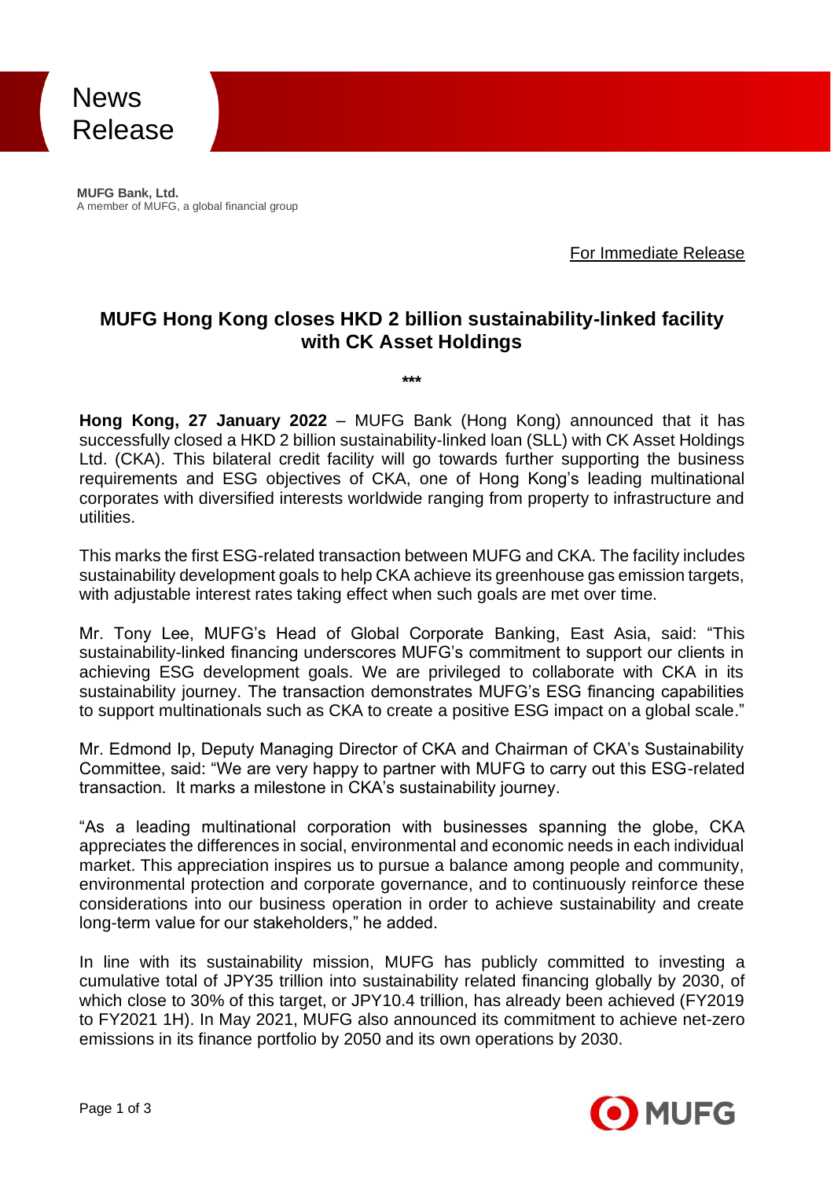News Release

**MUFG Bank, Ltd.**
A member of MUFG, a global financial group

For Immediate Release

# MUFG Hong Kong closes HKD 2 billion sustainability-linked facility with CK Asset Holdings

***

**Hong Kong, 27 January 2022** – MUFG Bank (Hong Kong) announced that it has successfully closed a HKD 2 billion sustainability-linked loan (SLL) with CK Asset Holdings Ltd. (CKA). This bilateral credit facility will go towards further supporting the business requirements and ESG objectives of CKA, one of Hong Kong's leading multinational corporates with diversified interests worldwide ranging from property to infrastructure and utilities.

This marks the first ESG-related transaction between MUFG and CKA. The facility includes sustainability development goals to help CKA achieve its greenhouse gas emission targets, with adjustable interest rates taking effect when such goals are met over time.

Mr. Tony Lee, MUFG's Head of Global Corporate Banking, East Asia, said: "This sustainability-linked financing underscores MUFG's commitment to support our clients in achieving ESG development goals. We are privileged to collaborate with CKA in its sustainability journey. The transaction demonstrates MUFG's ESG financing capabilities to support multinationals such as CKA to create a positive ESG impact on a global scale."

Mr. Edmond Ip, Deputy Managing Director of CKA and Chairman of CKA's Sustainability Committee, said: "We are very happy to partner with MUFG to carry out this ESG-related transaction. It marks a milestone in CKA's sustainability journey.

"As a leading multinational corporation with businesses spanning the globe, CKA appreciates the differences in social, environmental and economic needs in each individual market. This appreciation inspires us to pursue a balance among people and community, environmental protection and corporate governance, and to continuously reinforce these considerations into our business operation in order to achieve sustainability and create long-term value for our stakeholders," he added.

In line with its sustainability mission, MUFG has publicly committed to investing a cumulative total of JPY35 trillion into sustainability related financing globally by 2030, of which close to 30% of this target, or JPY10.4 trillion, has already been achieved (FY2019 to FY2021 1H). In May 2021, MUFG also announced its commitment to achieve net-zero emissions in its finance portfolio by 2050 and its own operations by 2030.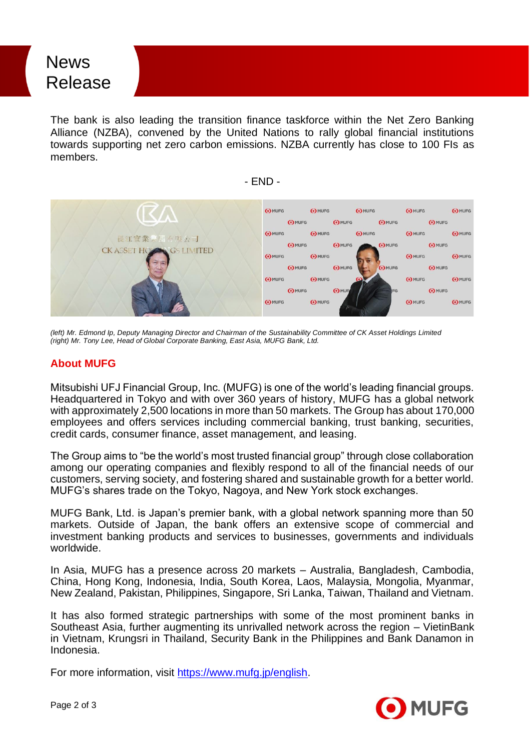The bank is also leading the transition finance taskforce within the Net Zero Banking Alliance (NZBA), convened by the United Nations to rally global financial institutions towards supporting net zero carbon emissions. NZBA currently has close to 100 FIs as members.

- END -

*(left) Mr. Edmond Ip, Deputy Managing Director and Chairman of the Sustainability Committee of CK Asset Holdings Limited*
*(right) Mr. Tony Lee, Head of Global Corporate Banking, East Asia, MUFG Bank, Ltd.*

## About MUFG

Mitsubishi UFJ Financial Group, Inc. (MUFG) is one of the world's leading financial groups. Headquartered in Tokyo and with over 360 years of history, MUFG has a global network with approximately 2,500 locations in more than 50 markets. The Group has about 170,000 employees and offers services including commercial banking, trust banking, securities, credit cards, consumer finance, asset management, and leasing.

The Group aims to "be the world's most trusted financial group" through close collaboration among our operating companies and flexibly respond to all of the financial needs of our customers, serving society, and fostering shared and sustainable growth for a better world. MUFG's shares trade on the Tokyo, Nagoya, and New York stock exchanges.

MUFG Bank, Ltd. is Japan's premier bank, with a global network spanning more than 50 markets. Outside of Japan, the bank offers an extensive scope of commercial and investment banking products and services to businesses, governments and individuals worldwide.

In Asia, MUFG has a presence across 20 markets – Australia, Bangladesh, Cambodia, China, Hong Kong, Indonesia, India, South Korea, Laos, Malaysia, Mongolia, Myanmar, New Zealand, Pakistan, Philippines, Singapore, Sri Lanka, Taiwan, Thailand and Vietnam.

It has also formed strategic partnerships with some of the most prominent banks in Southeast Asia, further augmenting its unrivalled network across the region – VietinBank in Vietnam, Krungsri in Thailand, Security Bank in the Philippines and Bank Danamon in Indonesia.

For more information, visit [https://www.mufg.jp/english](https://www.mufg.jp/english).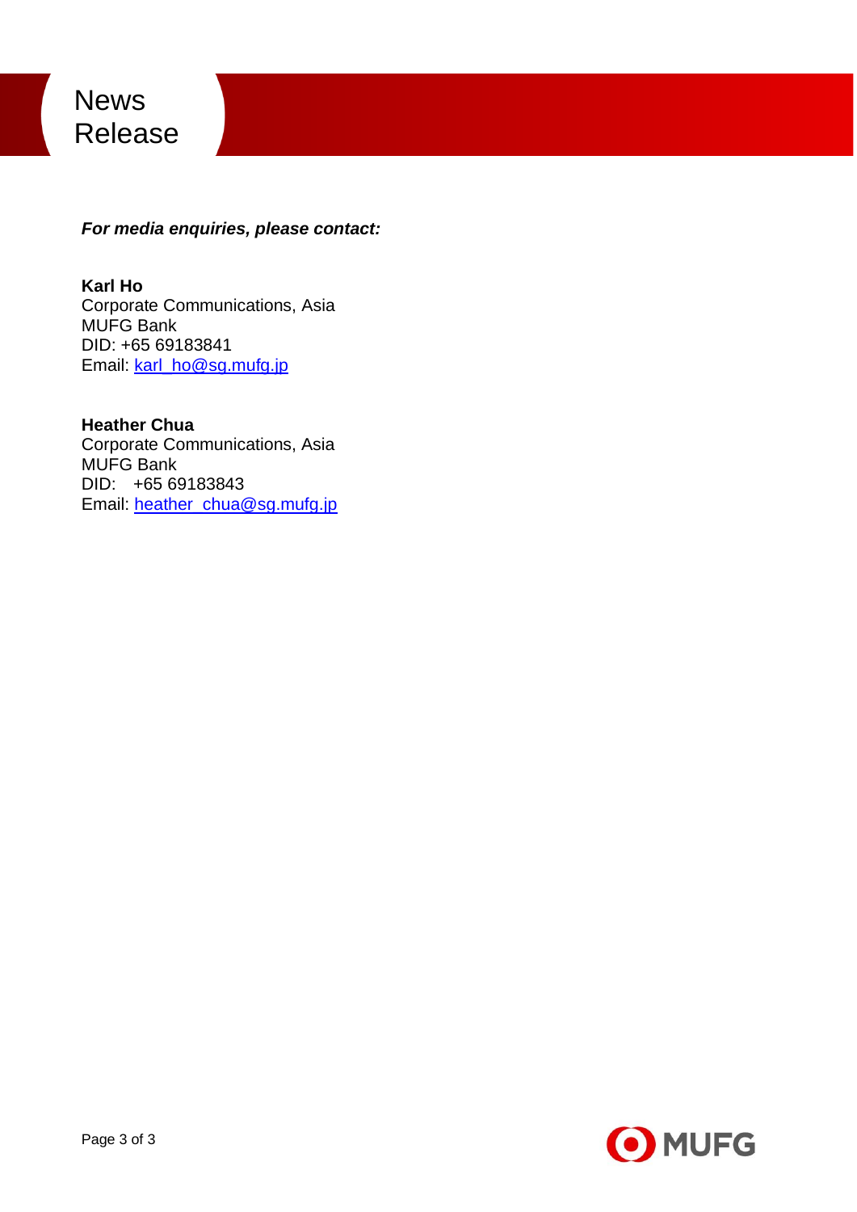*__For media enquiries, please contact:__*

**Karl Ho**
Corporate Communications, Asia
MUFG Bank
DID: +65 69183841
Email: karl_ho@sg.mufg.jp

**Heather Chua**
Corporate Communications, Asia
MUFG Bank
DID: +65 69183843
Email: heather_chua@sg.mufg.jp